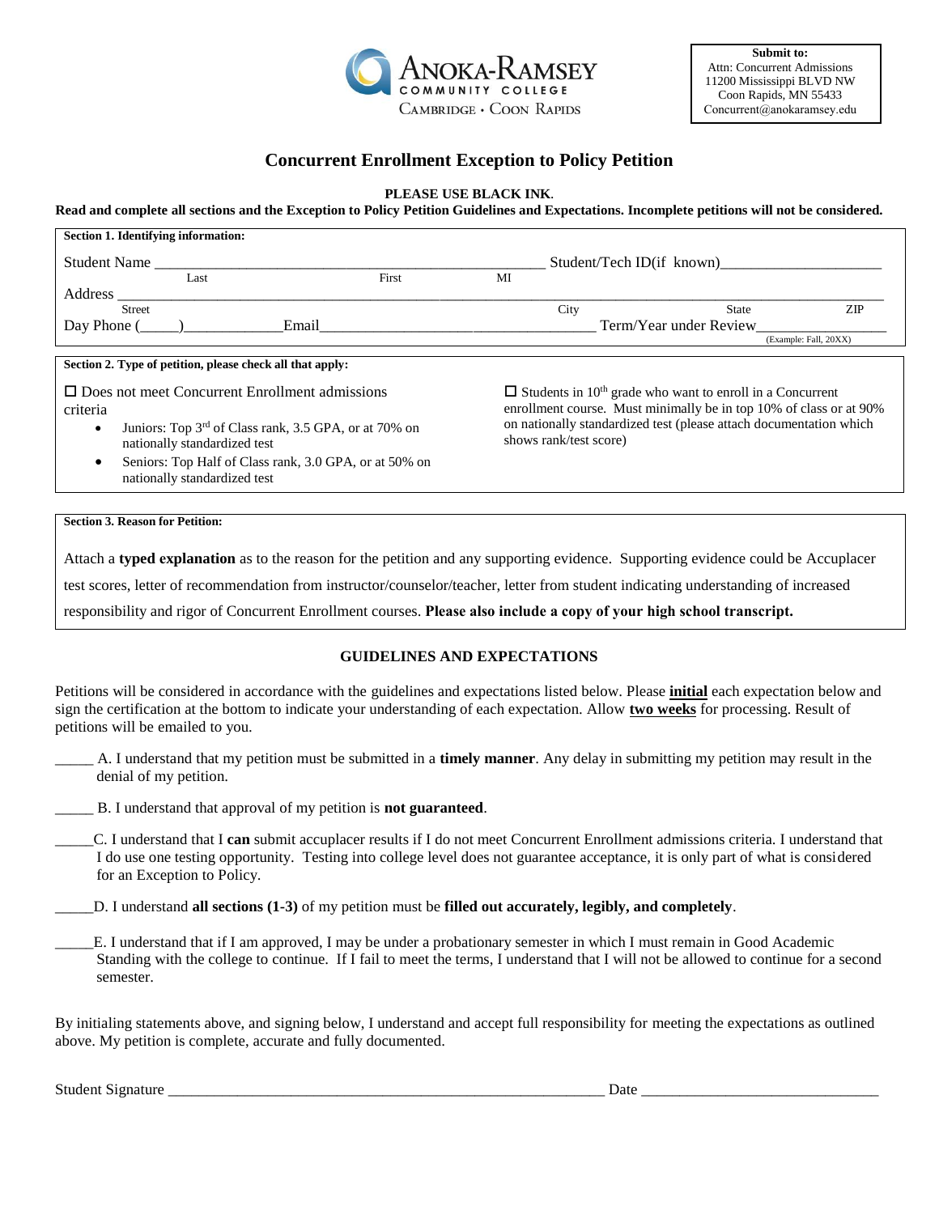ANOKA-RAMSEY COMMUNITY COLLEGE
CAMBRIDGE • COON RAPIDS

**Submit to:**
Attn: Concurrent Admissions
11200 Mississippi BLVD NW
Coon Rapids, MN 55433
Concurrent@anokaramsey.edu

# Concurrent Enrollment Exception to Policy Petition

**PLEASE USE BLACK INK.**

**Read and complete all sections and the Exception to Policy Petition Guidelines and Expectations. Incomplete petitions will not be considered.**

**Section 1. Identifying information:**

Student Name ______________________________________________ Student/Tech ID(if known)____________________
Last First MI

Address ____________________________________________________________________________________________
Street City State ZIP

Day Phone (_____)_____________Email___________________________________ Term/Year under Review_______________
(Example: Fall, 20XX)

**Section 2. Type of petition, please check all that apply:**

☐ Does not meet Concurrent Enrollment admissions criteria
- Juniors: Top 3rd of Class rank, 3.5 GPA, or at 70% on nationally standardized test
- Seniors: Top Half of Class rank, 3.0 GPA, or at 50% on nationally standardized test

☐ Students in 10th grade who want to enroll in a Concurrent enrollment course. Must minimally be in top 10% of class or at 90% on nationally standardized test (please attach documentation which shows rank/test score)

**Section 3. Reason for Petition:**

Attach a **typed explanation** as to the reason for the petition and any supporting evidence. Supporting evidence could be Accuplacer test scores, letter of recommendation from instructor/counselor/teacher, letter from student indicating understanding of increased responsibility and rigor of Concurrent Enrollment courses. **Please also include a copy of your high school transcript.**

## GUIDELINES AND EXPECTATIONS

Petitions will be considered in accordance with the guidelines and expectations listed below. Please **initial** each expectation below and sign the certification at the bottom to indicate your understanding of each expectation. Allow **two weeks** for processing. Result of petitions will be emailed to you.

_____ A. I understand that my petition must be submitted in a **timely manner**. Any delay in submitting my petition may result in the denial of my petition.

_____ B. I understand that approval of my petition is **not guaranteed**.

_____C. I understand that I **can** submit accuplacer results if I do not meet Concurrent Enrollment admissions criteria. I understand that I do use one testing opportunity. Testing into college level does not guarantee acceptance, it is only part of what is considered for an Exception to Policy.

_____D. I understand **all sections (1-3)** of my petition must be **filled out accurately, legibly, and completely**.

_____E. I understand that if I am approved, I may be under a probationary semester in which I must remain in Good Academic Standing with the college to continue. If I fail to meet the terms, I understand that I will not be allowed to continue for a second semester.

By initialing statements above, and signing below, I understand and accept full responsibility for meeting the expectations as outlined above. My petition is complete, accurate and fully documented.

Student Signature ________________________________________________________ Date ______________________________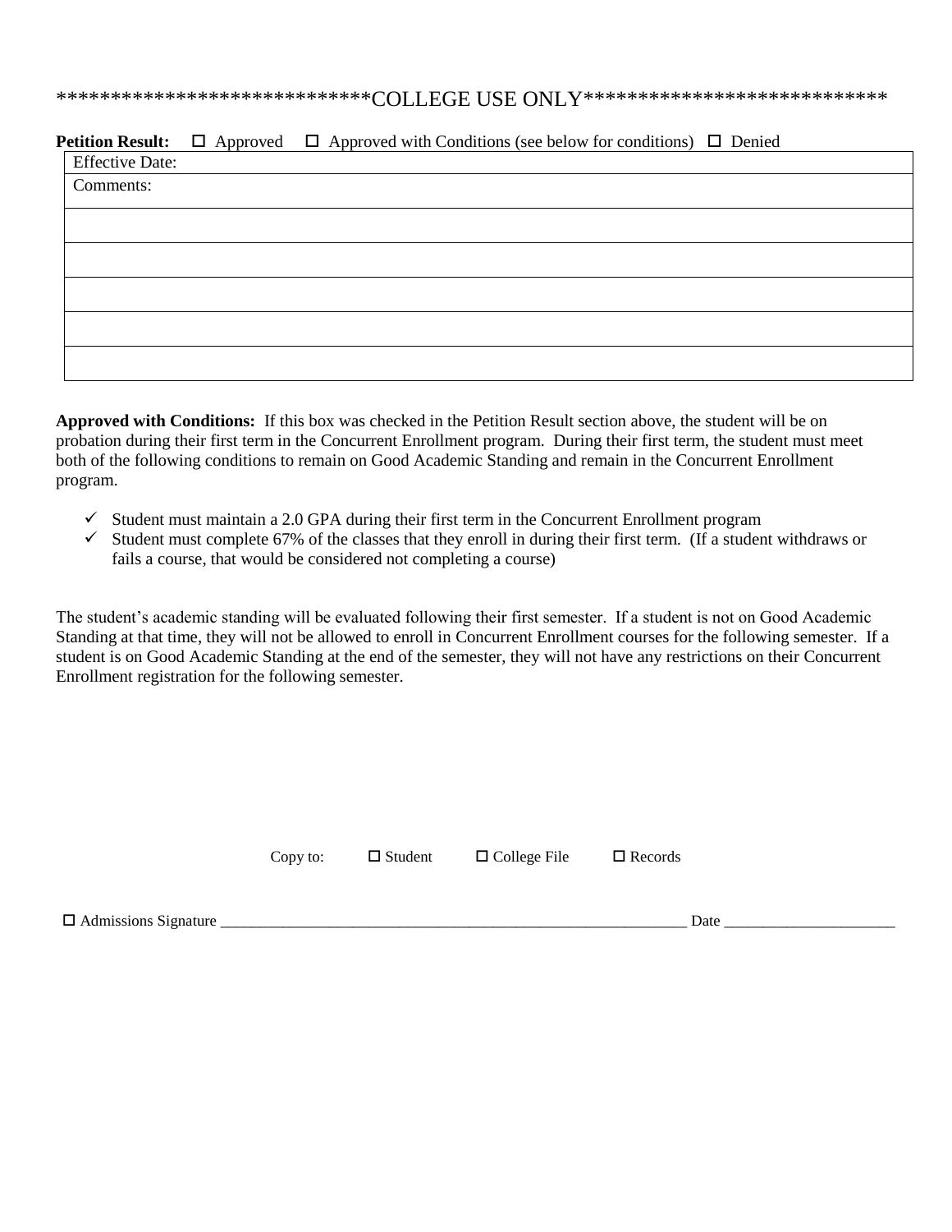****************************COLLEGE USE ONLY****************************

**Petition Result:** ☐ Approved ☐ Approved with Conditions (see below for conditions) ☐ Denied

| |
|---|
| Effective Date: |
| Comments: |
| |
| |
| |
| |
| |

**Approved with Conditions:** If this box was checked in the Petition Result section above, the student will be on probation during their first term in the Concurrent Enrollment program. During their first term, the student must meet both of the following conditions to remain on Good Academic Standing and remain in the Concurrent Enrollment program.

- ✓ Student must maintain a 2.0 GPA during their first term in the Concurrent Enrollment program
- ✓ Student must complete 67% of the classes that they enroll in during their first term. (If a student withdraws or fails a course, that would be considered not completing a course)

The student's academic standing will be evaluated following their first semester. If a student is not on Good Academic Standing at that time, they will not be allowed to enroll in Concurrent Enrollment courses for the following semester. If a student is on Good Academic Standing at the end of the semester, they will not have any restrictions on their Concurrent Enrollment registration for the following semester.

Copy to: ☐ Student ☐ College File ☐ Records

☐ Admissions Signature ____________________________________________________________ Date ______________________